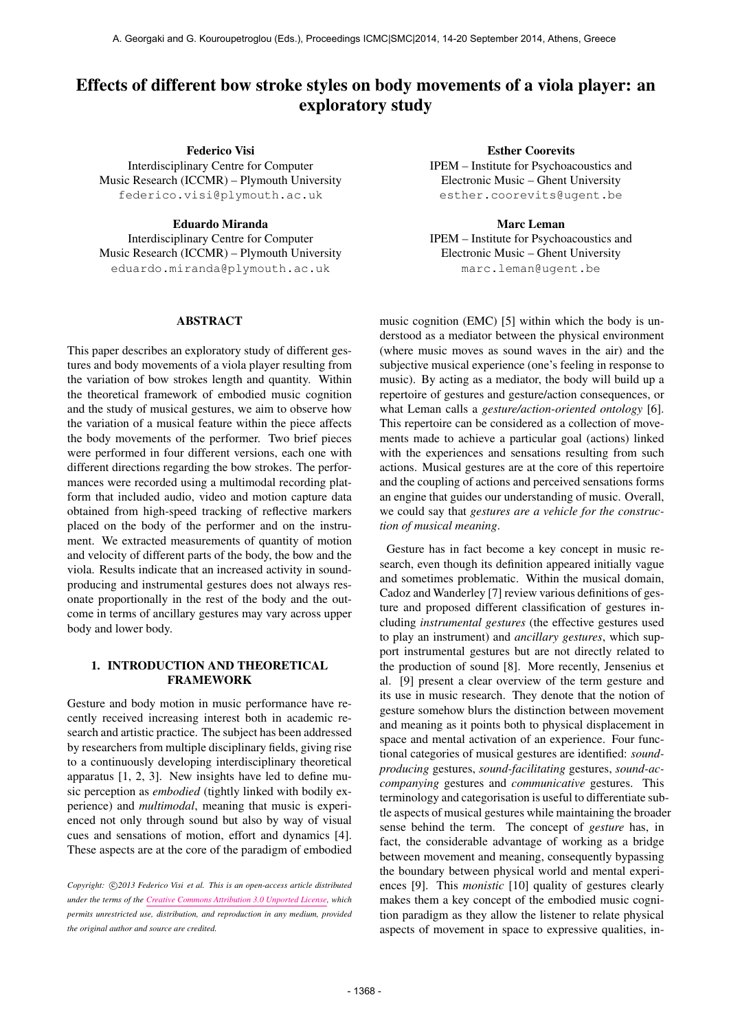# Effects of different bow stroke styles on body movements of a viola player: an exploratory study

**Federico Visi**
Interdisciplinary Centre for Computer Music Research (ICCMR) – Plymouth University
federico.visi@plymouth.ac.uk

**Esther Coorevits**
IPEM – Institute for Psychoacoustics and Electronic Music – Ghent University
esther.coorevits@ugent.be

**Eduardo Miranda**
Interdisciplinary Centre for Computer Music Research (ICCMR) – Plymouth University
eduardo.miranda@plymouth.ac.uk

**Marc Leman**
IPEM – Institute for Psychoacoustics and Electronic Music – Ghent University
marc.leman@ugent.be

## ABSTRACT

This paper describes an exploratory study of different gestures and body movements of a viola player resulting from the variation of bow strokes length and quantity. Within the theoretical framework of embodied music cognition and the study of musical gestures, we aim to observe how the variation of a musical feature within the piece affects the body movements of the performer. Two brief pieces were performed in four different versions, each one with different directions regarding the bow strokes. The performances were recorded using a multimodal recording platform that included audio, video and motion capture data obtained from high-speed tracking of reflective markers placed on the body of the performer and on the instrument. We extracted measurements of quantity of motion and velocity of different parts of the body, the bow and the viola. Results indicate that an increased activity in sound-producing and instrumental gestures does not always resonate proportionally in the rest of the body and the outcome in terms of ancillary gestures may vary across upper body and lower body.

## 1. INTRODUCTION AND THEORETICAL FRAMEWORK

Gesture and body motion in music performance have recently received increasing interest both in academic research and artistic practice. The subject has been addressed by researchers from multiple disciplinary fields, giving rise to a continuously developing interdisciplinary theoretical apparatus [1, 2, 3]. New insights have led to define music perception as *embodied* (tightly linked with bodily experience) and *multimodal*, meaning that music is experienced not only through sound but also by way of visual cues and sensations of motion, effort and dynamics [4]. These aspects are at the core of the paradigm of embodied music cognition (EMC) [5] within which the body is understood as a mediator between the physical environment (where music moves as sound waves in the air) and the subjective musical experience (one's feeling in response to music). By acting as a mediator, the body will build up a repertoire of gestures and gesture/action consequences, or what Leman calls a *gesture/action-oriented ontology* [6]. This repertoire can be considered as a collection of movements made to achieve a particular goal (actions) linked with the experiences and sensations resulting from such actions. Musical gestures are at the core of this repertoire and the coupling of actions and perceived sensations forms an engine that guides our understanding of music. Overall, we could say that *gestures are a vehicle for the construction of musical meaning*.

Gesture has in fact become a key concept in music research, even though its definition appeared initially vague and sometimes problematic. Within the musical domain, Cadoz and Wanderley [7] review various definitions of gesture and proposed different classification of gestures including *instrumental gestures* (the effective gestures used to play an instrument) and *ancillary gestures*, which support instrumental gestures but are not directly related to the production of sound [8]. More recently, Jensenius et al. [9] present a clear overview of the term gesture and its use in music research. They denote that the notion of gesture somehow blurs the distinction between movement and meaning as it points both to physical displacement in space and mental activation of an experience. Four functional categories of musical gestures are identified: *sound-producing* gestures, *sound-facilitating* gestures, *sound-accompanying* gestures and *communicative* gestures. This terminology and categorisation is useful to differentiate subtle aspects of musical gestures while maintaining the broader sense behind the term. The concept of *gesture* has, in fact, the considerable advantage of working as a bridge between movement and meaning, consequently bypassing the boundary between physical world and mental experiences [9]. This *monistic* [10] quality of gestures clearly makes them a key concept of the embodied music cognition paradigm as they allow the listener to relate physical aspects of movement in space to expressive qualities, in-

*Copyright: ©2013 Federico Visi et al. This is an open-access article distributed under the terms of the Creative Commons Attribution 3.0 Unported License, which permits unrestricted use, distribution, and reproduction in any medium, provided the original author and source are credited.*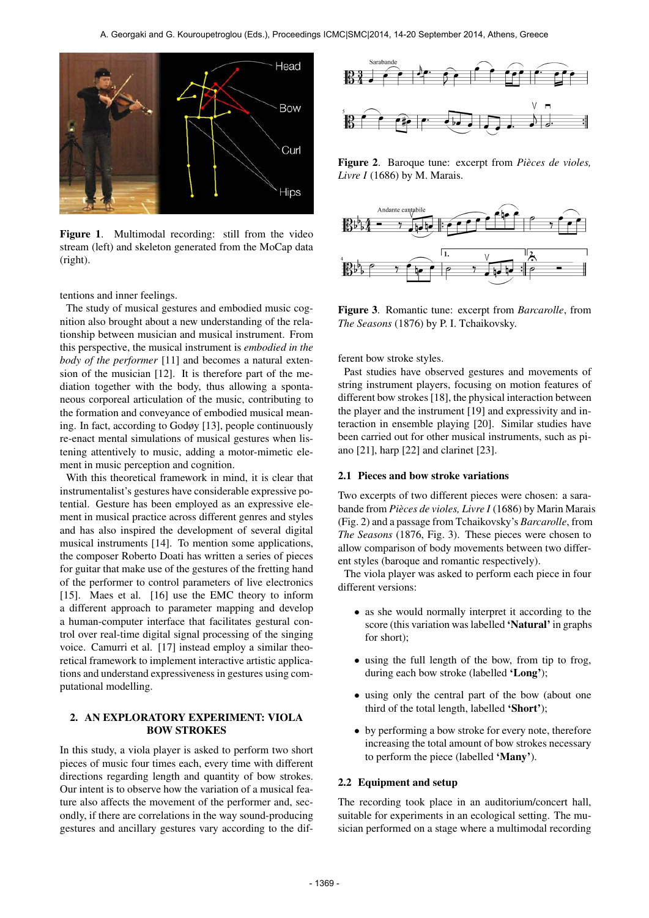**Figure 1.** Multimodal recording: still from the video stream (left) and skeleton generated from the MoCap data (right).

tentions and inner feelings.

The study of musical gestures and embodied music cognition also brought about a new understanding of the relationship between musician and musical instrument. From this perspective, the musical instrument is *embodied in the body of the performer* [11] and becomes a natural extension of the musician [12]. It is therefore part of the mediation together with the body, thus allowing a spontaneous corporeal articulation of the music, contributing to the formation and conveyance of embodied musical meaning. In fact, according to Godøy [13], people continuously re-enact mental simulations of musical gestures when listening attentively to music, adding a motor-mimetic element in music perception and cognition.

With this theoretical framework in mind, it is clear that instrumentalist's gestures have considerable expressive potential. Gesture has been employed as an expressive element in musical practice across different genres and styles and has also inspired the development of several digital musical instruments [14]. To mention some applications, the composer Roberto Doati has written a series of pieces for guitar that make use of the gestures of the fretting hand of the performer to control parameters of live electronics [15]. Maes et al. [16] use the EMC theory to inform a different approach to parameter mapping and develop a human-computer interface that facilitates gestural control over real-time digital signal processing of the singing voice. Camurri et al. [17] instead employ a similar theoretical framework to implement interactive artistic applications and understand expressiveness in gestures using computational modelling.

## 2. AN EXPLORATORY EXPERIMENT: VIOLA BOW STROKES

In this study, a viola player is asked to perform two short pieces of music four times each, every time with different directions regarding length and quantity of bow strokes. Our intent is to observe how the variation of a musical feature also affects the movement of the performer and, secondly, if there are correlations in the way sound-producing gestures and ancillary gestures vary according to the different bow stroke styles.

**Figure 2**. Baroque tune: excerpt from *Pièces de violes, Livre I* (1686) by M. Marais.

**Figure 3**. Romantic tune: excerpt from *Barcarolle*, from *The Seasons* (1876) by P. I. Tchaikovsky.

Past studies have observed gestures and movements of string instrument players, focusing on motion features of different bow strokes [18], the physical interaction between the player and the instrument [19] and expressivity and interaction in ensemble playing [20]. Similar studies have been carried out for other musical instruments, such as piano [21], harp [22] and clarinet [23].

### 2.1 Pieces and bow stroke variations

Two excerpts of two different pieces were chosen: a sarabande from *Pièces de violes, Livre I* (1686) by Marin Marais (Fig. 2) and a passage from Tchaikovsky's *Barcarolle*, from *The Seasons* (1876, Fig. 3). These pieces were chosen to allow comparison of body movements between two different styles (baroque and romantic respectively).

The viola player was asked to perform each piece in four different versions:

- as she would normally interpret it according to the score (this variation was labelled **'Natural'** in graphs for short);
- using the full length of the bow, from tip to frog, during each bow stroke (labelled **'Long'**);
- using only the central part of the bow (about one third of the total length, labelled **'Short'**);
- by performing a bow stroke for every note, therefore increasing the total amount of bow strokes necessary to perform the piece (labelled **'Many'**).

### 2.2 Equipment and setup

The recording took place in an auditorium/concert hall, suitable for experiments in an ecological setting. The musician performed on a stage where a multimodal recording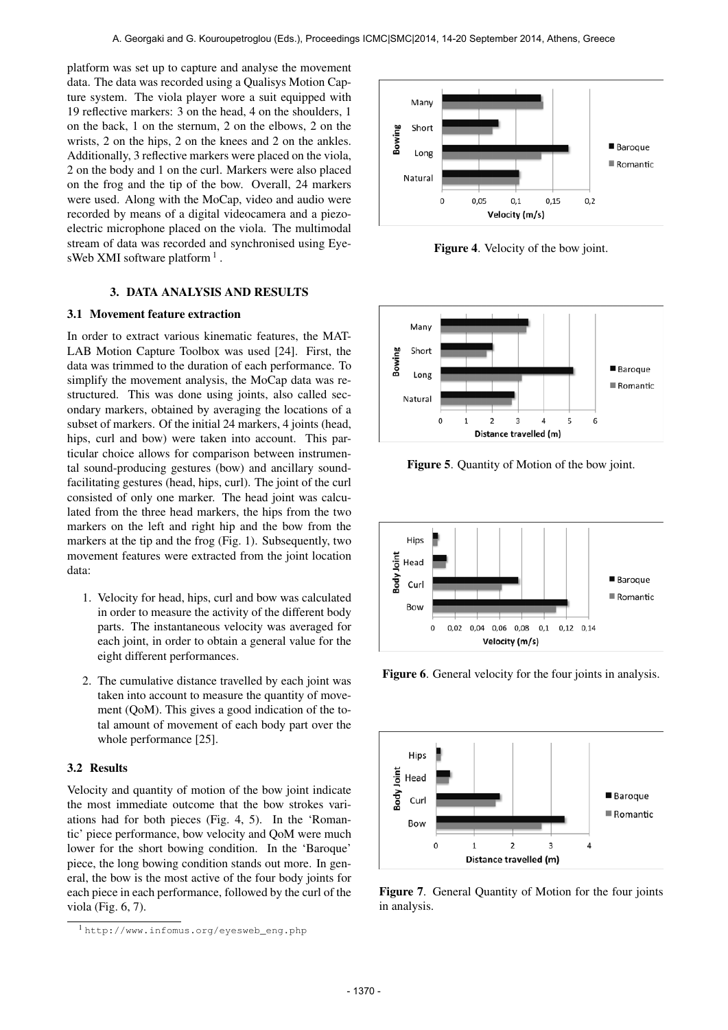platform was set up to capture and analyse the movement data. The data was recorded using a Qualisys Motion Capture system. The viola player wore a suit equipped with 19 reflective markers: 3 on the head, 4 on the shoulders, 1 on the back, 1 on the sternum, 2 on the elbows, 2 on the wrists, 2 on the hips, 2 on the knees and 2 on the ankles. Additionally, 3 reflective markers were placed on the viola, 2 on the body and 1 on the curl. Markers were also placed on the frog and the tip of the bow. Overall, 24 markers were used. Along with the MoCap, video and audio were recorded by means of a digital videocamera and a piezo-electric microphone placed on the viola. The multimodal stream of data was recorded and synchronised using EyesWeb XMI software platform [1].

## 3. DATA ANALYSIS AND RESULTS

### 3.1 Movement feature extraction

In order to extract various kinematic features, the MATLAB Motion Capture Toolbox was used [24]. First, the data was trimmed to the duration of each performance. To simplify the movement analysis, the MoCap data was restructured. This was done using joints, also called secondary markers, obtained by averaging the locations of a subset of markers. Of the initial 24 markers, 4 joints (head, hips, curl and bow) were taken into account. This particular choice allows for comparison between instrumental sound-producing gestures (bow) and ancillary sound-facilitating gestures (head, hips, curl). The joint of the curl consisted of only one marker. The head joint was calculated from the three head markers, the hips from the two markers on the left and right hip and the bow from the markers at the tip and the frog (Fig. 1). Subsequently, two movement features were extracted from the joint location data:

1. Velocity for head, hips, curl and bow was calculated in order to measure the activity of the different body parts. The instantaneous velocity was averaged for each joint, in order to obtain a general value for the eight different performances.

2. The cumulative distance travelled by each joint was taken into account to measure the quantity of movement (QoM). This gives a good indication of the total amount of movement of each body part over the whole performance [25].

### 3.2 Results

Velocity and quantity of motion of the bow joint indicate the most immediate outcome that the bow strokes variations had for both pieces (Fig. 4, 5). In the 'Romantic' piece performance, bow velocity and QoM were much lower for the short bowing condition. In the 'Baroque' piece, the long bowing condition stands out more. In general, the bow is the most active of the four body joints for each piece in each performance, followed by the curl of the viola (Fig. 6, 7).

[1] http://www.infomus.org/eyesweb_eng.php

**Figure 4**. Velocity of the bow joint.

**Figure 5**. Quantity of Motion of the bow joint.

**Figure 6**. General velocity for the four joints in analysis.

**Figure 7**. General Quantity of Motion for the four joints in analysis.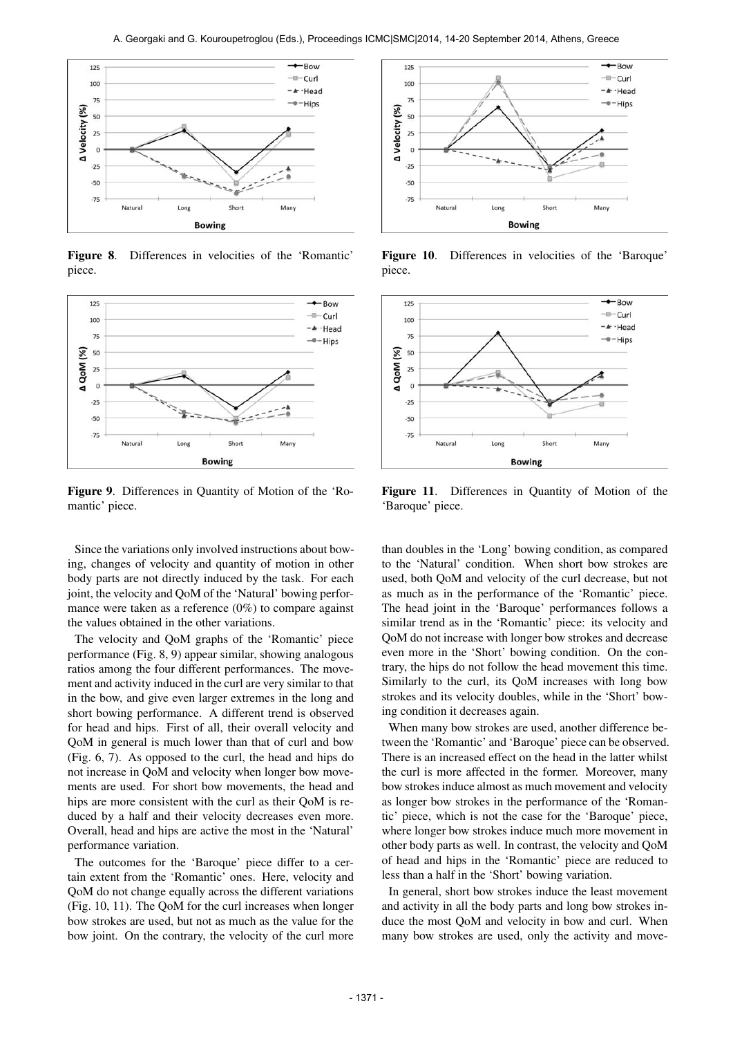Figure 8. Differences in velocities of the 'Romantic' piece.

Figure 9. Differences in Quantity of Motion of the 'Romantic' piece.

Since the variations only involved instructions about bowing, changes of velocity and quantity of motion in other body parts are not directly induced by the task. For each joint, the velocity and QoM of the 'Natural' bowing performance were taken as a reference (0%) to compare against the values obtained in the other variations.

The velocity and QoM graphs of the 'Romantic' piece performance (Fig. 8, 9) appear similar, showing analogous ratios among the four different performances. The movement and activity induced in the curl are very similar to that in the bow, and give even larger extremes in the long and short bowing performance. A different trend is observed for head and hips. First of all, their overall velocity and QoM in general is much lower than that of curl and bow (Fig. 6, 7). As opposed to the curl, the head and hips do not increase in QoM and velocity when longer bow movements are used. For short bow movements, the head and hips are more consistent with the curl as their QoM is reduced by a half and their velocity decreases even more. Overall, head and hips are active the most in the 'Natural' performance variation.

The outcomes for the 'Baroque' piece differ to a certain extent from the 'Romantic' ones. Here, velocity and QoM do not change equally across the different variations (Fig. 10, 11). The QoM for the curl increases when longer bow strokes are used, but not as much as the value for the bow joint. On the contrary, the velocity of the curl more than doubles in the 'Long' bowing condition, as compared to the 'Natural' condition. When short bow strokes are used, both QoM and velocity of the curl decrease, but not as much as in the performance of the 'Romantic' piece. The head joint in the 'Baroque' performances follows a similar trend as in the 'Romantic' piece: its velocity and QoM do not increase with longer bow strokes and decrease even more in the 'Short' bowing condition. On the contrary, the hips do not follow the head movement this time. Similarly to the curl, its QoM increases with long bow strokes and its velocity doubles, while in the 'Short' bowing condition it decreases again.

Figure 10. Differences in velocities of the 'Baroque' piece.

Figure 11. Differences in Quantity of Motion of the 'Baroque' piece.

When many bow strokes are used, another difference between the 'Romantic' and 'Baroque' piece can be observed. There is an increased effect on the head in the latter whilst the curl is more affected in the former. Moreover, many bow strokes induce almost as much movement and velocity as longer bow strokes in the performance of the 'Romantic' piece, which is not the case for the 'Baroque' piece, where longer bow strokes induce much more movement in other body parts as well. In contrast, the velocity and QoM of head and hips in the 'Romantic' piece are reduced to less than a half in the 'Short' bowing variation.

In general, short bow strokes induce the least movement and activity in all the body parts and long bow strokes induce the most QoM and velocity in bow and curl. When many bow strokes are used, only the activity and move-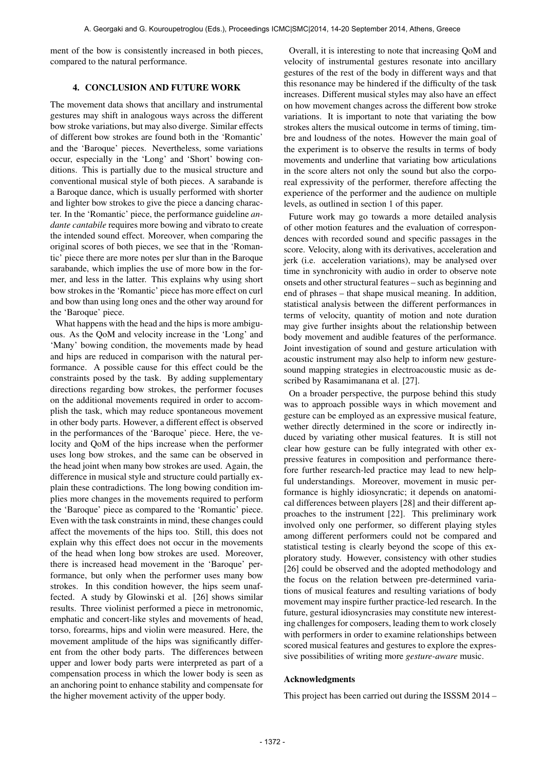ment of the bow is consistently increased in both pieces, compared to the natural performance.

## 4. CONCLUSION AND FUTURE WORK

The movement data shows that ancillary and instrumental gestures may shift in analogous ways across the different bow stroke variations, but may also diverge. Similar effects of different bow strokes are found both in the 'Romantic' and the 'Baroque' pieces. Nevertheless, some variations occur, especially in the 'Long' and 'Short' bowing conditions. This is partially due to the musical structure and conventional musical style of both pieces. A sarabande is a Baroque dance, which is usually performed with shorter and lighter bow strokes to give the piece a dancing character. In the 'Romantic' piece, the performance guideline *andante cantabile* requires more bowing and vibrato to create the intended sound effect. Moreover, when comparing the original scores of both pieces, we see that in the 'Romantic' piece there are more notes per slur than in the Baroque sarabande, which implies the use of more bow in the former, and less in the latter. This explains why using short bow strokes in the 'Romantic' piece has more effect on curl and bow than using long ones and the other way around for the 'Baroque' piece.

What happens with the head and the hips is more ambiguous. As the QoM and velocity increase in the 'Long' and 'Many' bowing condition, the movements made by head and hips are reduced in comparison with the natural performance. A possible cause for this effect could be the constraints posed by the task. By adding supplementary directions regarding bow strokes, the performer focuses on the additional movements required in order to accomplish the task, which may reduce spontaneous movement in other body parts. However, a different effect is observed in the performances of the 'Baroque' piece. Here, the velocity and QoM of the hips increase when the performer uses long bow strokes, and the same can be observed in the head joint when many bow strokes are used. Again, the difference in musical style and structure could partially explain these contradictions. The long bowing condition implies more changes in the movements required to perform the 'Baroque' piece as compared to the 'Romantic' piece. Even with the task constraints in mind, these changes could affect the movements of the hips too. Still, this does not explain why this effect does not occur in the movements of the head when long bow strokes are used. Moreover, there is increased head movement in the 'Baroque' performance, but only when the performer uses many bow strokes. In this condition however, the hips seem unaffected. A study by Glowinski et al. [26] shows similar results. Three violinist performed a piece in metronomic, emphatic and concert-like styles and movements of head, torso, forearms, hips and violin were measured. Here, the movement amplitude of the hips was significantly different from the other body parts. The differences between upper and lower body parts were interpreted as part of a compensation process in which the lower body is seen as an anchoring point to enhance stability and compensate for the higher movement activity of the upper body.

Overall, it is interesting to note that increasing QoM and velocity of instrumental gestures resonate into ancillary gestures of the rest of the body in different ways and that this resonance may be hindered if the difficulty of the task increases. Different musical styles may also have an effect on how movement changes across the different bow stroke variations. It is important to note that variating the bow strokes alters the musical outcome in terms of timing, timbre and loudness of the notes. However the main goal of the experiment is to observe the results in terms of body movements and underline that variating bow articulations in the score alters not only the sound but also the corporeal expressivity of the performer, therefore affecting the experience of the performer and the audience on multiple levels, as outlined in section 1 of this paper.

Future work may go towards a more detailed analysis of other motion features and the evaluation of correspondences with recorded sound and specific passages in the score. Velocity, along with its derivatives, acceleration and jerk (i.e. acceleration variations), may be analysed over time in synchronicity with audio in order to observe note onsets and other structural features – such as beginning and end of phrases – that shape musical meaning. In addition, statistical analysis between the different performances in terms of velocity, quantity of motion and note duration may give further insights about the relationship between body movement and audible features of the performance. Joint investigation of sound and gesture articulation with acoustic instrument may also help to inform new gesture-sound mapping strategies in electroacoustic music as described by Rasamimanana et al. [27].

On a broader perspective, the purpose behind this study was to approach possible ways in which movement and gesture can be employed as an expressive musical feature, wether directly determined in the score or indirectly induced by variating other musical features. It is still not clear how gesture can be fully integrated with other expressive features in composition and performance therefore further research-led practice may lead to new helpful understandings. Moreover, movement in music performance is highly idiosyncratic; it depends on anatomical differences between players [28] and their different approaches to the instrument [22]. This preliminary work involved only one performer, so different playing styles among different performers could not be compared and statistical testing is clearly beyond the scope of this exploratory study. However, consistency with other studies [26] could be observed and the adopted methodology and the focus on the relation between pre-determined variations of musical features and resulting variations of body movement may inspire further practice-led research. In the future, gestural idiosyncrasies may constitute new interesting challenges for composers, leading them to work closely with performers in order to examine relationships between scored musical features and gestures to explore the expressive possibilities of writing more *gesture-aware* music.

### Acknowledgments

This project has been carried out during the ISSSM 2014 –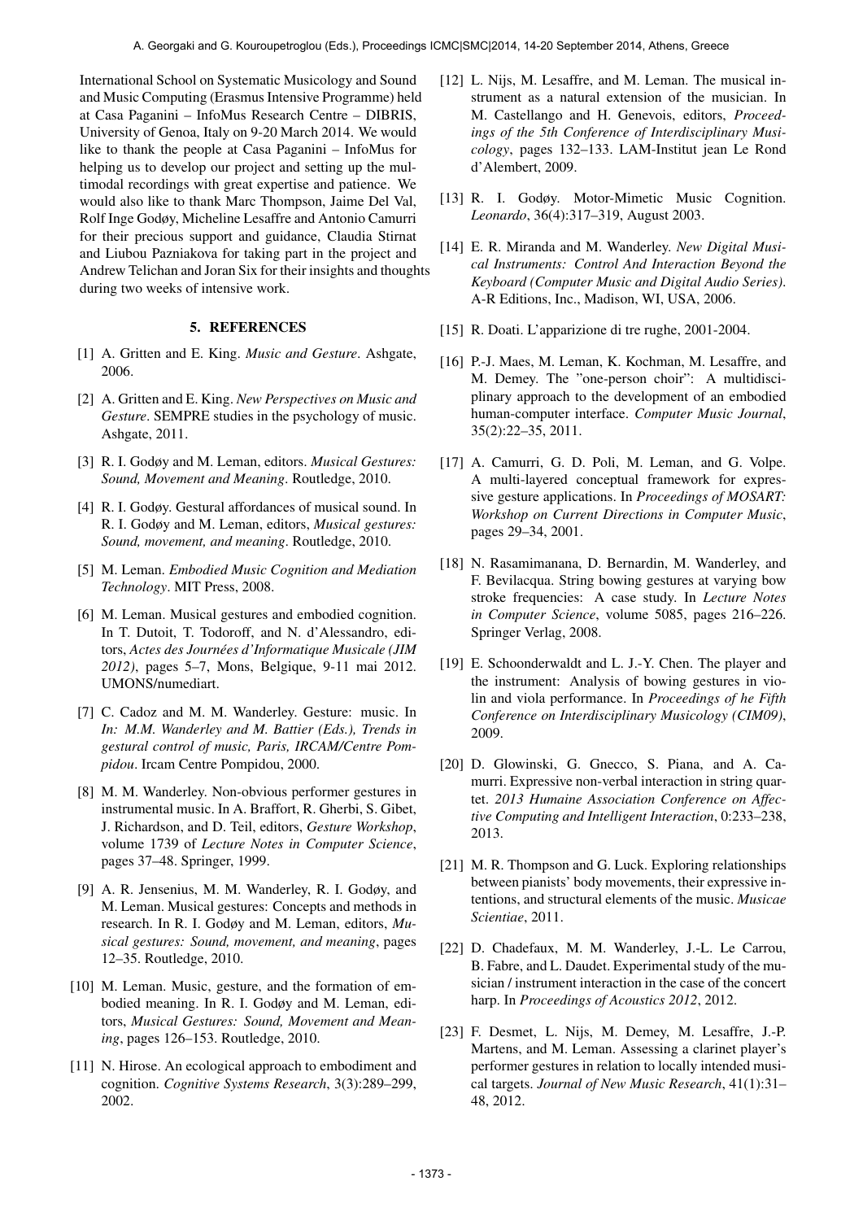International School on Systematic Musicology and Sound and Music Computing (Erasmus Intensive Programme) held at Casa Paganini – InfoMus Research Centre – DIBRIS, University of Genoa, Italy on 9-20 March 2014. We would like to thank the people at Casa Paganini – InfoMus for helping us to develop our project and setting up the multimodal recordings with great expertise and patience. We would also like to thank Marc Thompson, Jaime Del Val, Rolf Inge Godøy, Micheline Lesaffre and Antonio Camurri for their precious support and guidance, Claudia Stirnat and Liubou Pazniakova for taking part in the project and Andrew Telichan and Joran Six for their insights and thoughts during two weeks of intensive work.

## 5. REFERENCES

[1] A. Gritten and E. King. *Music and Gesture*. Ashgate, 2006.

[2] A. Gritten and E. King. *New Perspectives on Music and Gesture*. SEMPRE studies in the psychology of music. Ashgate, 2011.

[3] R. I. Godøy and M. Leman, editors. *Musical Gestures: Sound, Movement and Meaning*. Routledge, 2010.

[4] R. I. Godøy. Gestural affordances of musical sound. In R. I. Godøy and M. Leman, editors, *Musical gestures: Sound, movement, and meaning*. Routledge, 2010.

[5] M. Leman. *Embodied Music Cognition and Mediation Technology*. MIT Press, 2008.

[6] M. Leman. Musical gestures and embodied cognition. In T. Dutoit, T. Todoroff, and N. d'Alessandro, editors, *Actes des Journées d'Informatique Musicale (JIM 2012)*, pages 5–7, Mons, Belgique, 9-11 mai 2012. UMONS/numediart.

[7] C. Cadoz and M. M. Wanderley. Gesture: music. In *In: M.M. Wanderley and M. Battier (Eds.), Trends in gestural control of music, Paris, IRCAM/Centre Pompidou*. Ircam Centre Pompidou, 2000.

[8] M. M. Wanderley. Non-obvious performer gestures in instrumental music. In A. Braffort, R. Gherbi, S. Gibet, J. Richardson, and D. Teil, editors, *Gesture Workshop*, volume 1739 of *Lecture Notes in Computer Science*, pages 37–48. Springer, 1999.

[9] A. R. Jensenius, M. M. Wanderley, R. I. Godøy, and M. Leman. Musical gestures: Concepts and methods in research. In R. I. Godøy and M. Leman, editors, *Musical gestures: Sound, movement, and meaning*, pages 12–35. Routledge, 2010.

[10] M. Leman. Music, gesture, and the formation of embodied meaning. In R. I. Godøy and M. Leman, editors, *Musical Gestures: Sound, Movement and Meaning*, pages 126–153. Routledge, 2010.

[11] N. Hirose. An ecological approach to embodiment and cognition. *Cognitive Systems Research*, 3(3):289–299, 2002.

[12] L. Nijs, M. Lesaffre, and M. Leman. The musical instrument as a natural extension of the musician. In M. Castellango and H. Genevois, editors, *Proceedings of the 5th Conference of Interdisciplinary Musicology*, pages 132–133. LAM-Institut jean Le Rond d'Alembert, 2009.

[13] R. I. Godøy. Motor-Mimetic Music Cognition. *Leonardo*, 36(4):317–319, August 2003.

[14] E. R. Miranda and M. Wanderley. *New Digital Musical Instruments: Control And Interaction Beyond the Keyboard (Computer Music and Digital Audio Series)*. A-R Editions, Inc., Madison, WI, USA, 2006.

[15] R. Doati. L'apparizione di tre rughe, 2001-2004.

[16] P.-J. Maes, M. Leman, K. Kochman, M. Lesaffre, and M. Demey. The "one-person choir": A multidisciplinary approach to the development of an embodied human-computer interface. *Computer Music Journal*, 35(2):22–35, 2011.

[17] A. Camurri, G. D. Poli, M. Leman, and G. Volpe. A multi-layered conceptual framework for expressive gesture applications. In *Proceedings of MOSART: Workshop on Current Directions in Computer Music*, pages 29–34, 2001.

[18] N. Rasamimanana, D. Bernardin, M. Wanderley, and F. Bevilacqua. String bowing gestures at varying bow stroke frequencies: A case study. In *Lecture Notes in Computer Science*, volume 5085, pages 216–226. Springer Verlag, 2008.

[19] E. Schoonderwaldt and L. J.-Y. Chen. The player and the instrument: Analysis of bowing gestures in violin and viola performance. In *Proceedings of he Fifth Conference on Interdisciplinary Musicology (CIM09)*, 2009.

[20] D. Glowinski, G. Gnecco, S. Piana, and A. Camurri. Expressive non-verbal interaction in string quartet. *2013 Humaine Association Conference on Affective Computing and Intelligent Interaction*, 0:233–238, 2013.

[21] M. R. Thompson and G. Luck. Exploring relationships between pianists' body movements, their expressive intentions, and structural elements of the music. *Musicae Scientiae*, 2011.

[22] D. Chadefaux, M. M. Wanderley, J.-L. Le Carrou, B. Fabre, and L. Daudet. Experimental study of the musician / instrument interaction in the case of the concert harp. In *Proceedings of Acoustics 2012*, 2012.

[23] F. Desmet, L. Nijs, M. Demey, M. Lesaffre, J.-P. Martens, and M. Leman. Assessing a clarinet player's performer gestures in relation to locally intended musical targets. *Journal of New Music Research*, 41(1):31–48, 2012.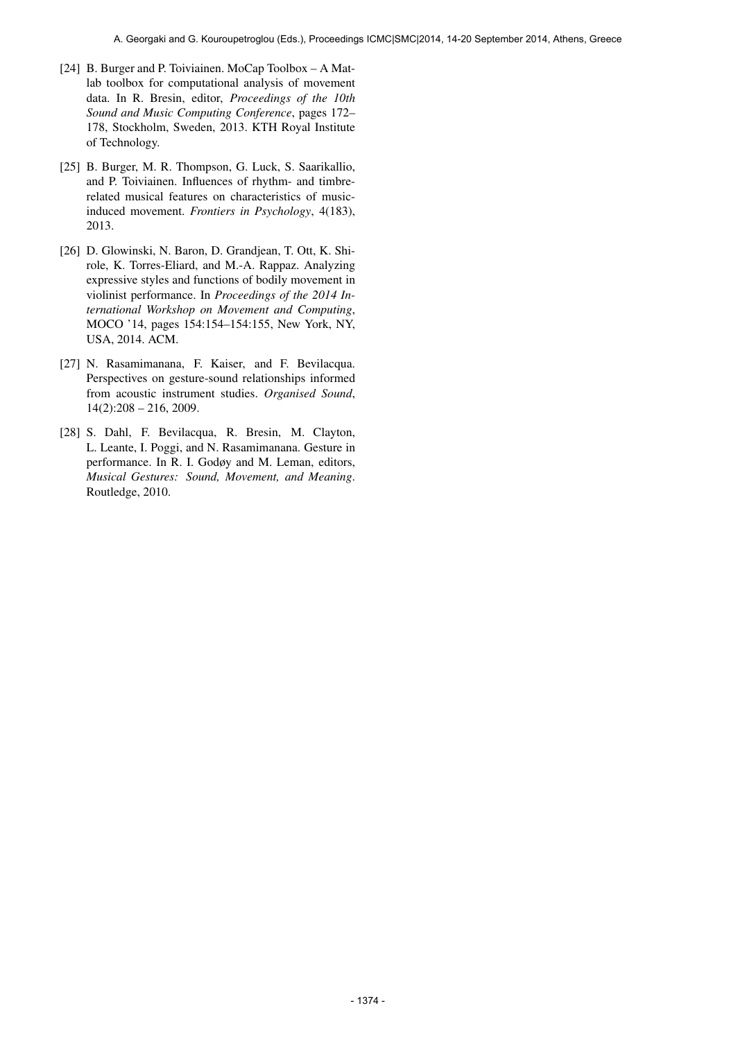[24] B. Burger and P. Toiviainen. MoCap Toolbox – A Matlab toolbox for computational analysis of movement data. In R. Bresin, editor, *Proceedings of the 10th Sound and Music Computing Conference*, pages 172–178, Stockholm, Sweden, 2013. KTH Royal Institute of Technology.

[25] B. Burger, M. R. Thompson, G. Luck, S. Saarikallio, and P. Toiviainen. Influences of rhythm- and timbre-related musical features on characteristics of music-induced movement. *Frontiers in Psychology*, 4(183), 2013.

[26] D. Glowinski, N. Baron, D. Grandjean, T. Ott, K. Shirole, K. Torres-Eliard, and M.-A. Rappaz. Analyzing expressive styles and functions of bodily movement in violinist performance. In *Proceedings of the 2014 International Workshop on Movement and Computing*, MOCO '14, pages 154:154–154:155, New York, NY, USA, 2014. ACM.

[27] N. Rasamimanana, F. Kaiser, and F. Bevilacqua. Perspectives on gesture-sound relationships informed from acoustic instrument studies. *Organised Sound*, 14(2):208 – 216, 2009.

[28] S. Dahl, F. Bevilacqua, R. Bresin, M. Clayton, L. Leante, I. Poggi, and N. Rasamimanana. Gesture in performance. In R. I. Godøy and M. Leman, editors, *Musical Gestures: Sound, Movement, and Meaning*. Routledge, 2010.